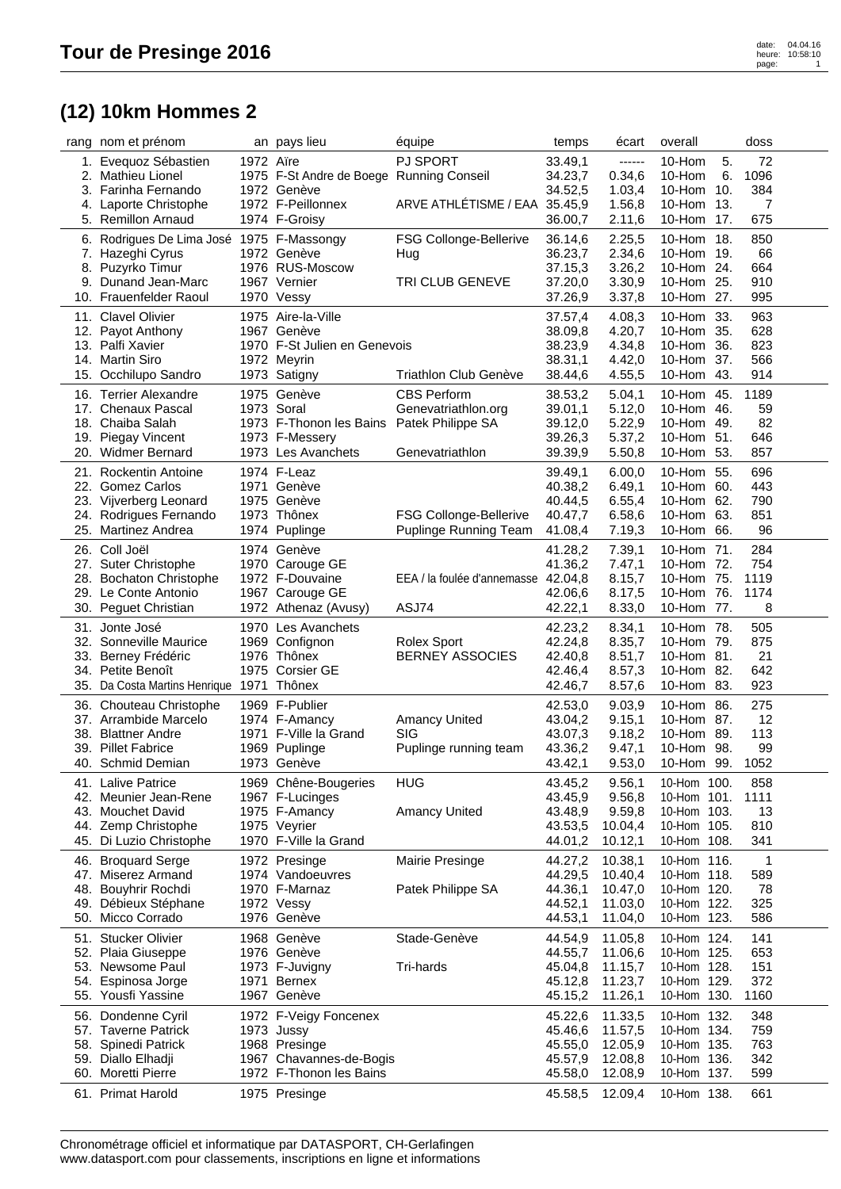# Tour de Presinge 2016

## (12) 10km Hommes 2

| rang | nom et prénom | an | pays lieu | équipe | temps | écart | overall | | doss |
|---|---|---|---|---|---|---|---|---|---|
| 1. | Evequoz Sébastien | 1972 | Aïre | PJ SPORT | 33.49,1 | ------ | 10-Hom | 5. | 72 |
| 2. | Mathieu Lionel | 1975 | F-St Andre de Boege | Running Conseil | 34.23,7 | 0.34,6 | 10-Hom | 6. | 1096 |
| 3. | Farinha Fernando | 1972 | Genève | | 34.52,5 | 1.03,4 | 10-Hom | 10. | 384 |
| 4. | Laporte Christophe | 1972 | F-Peillonnex | ARVE ATHLÉTISME / EAA | 35.45,9 | 1.56,8 | 10-Hom | 13. | 7 |
| 5. | Remillon Arnaud | 1974 | F-Groisy | | 36.00,7 | 2.11,6 | 10-Hom | 17. | 675 |
| 6. | Rodrigues De Lima José | 1975 | F-Massongy | FSG Collonge-Bellerive | 36.14,6 | 2.25,5 | 10-Hom | 18. | 850 |
| 7. | Hazeghi Cyrus | 1972 | Genève | Hug | 36.23,7 | 2.34,6 | 10-Hom | 19. | 66 |
| 8. | Puzyrko Timur | 1976 | RUS-Moscow | | 37.15,3 | 3.26,2 | 10-Hom | 24. | 664 |
| 9. | Dunand Jean-Marc | 1967 | Vernier | TRI CLUB GENEVE | 37.20,0 | 3.30,9 | 10-Hom | 25. | 910 |
| 10. | Frauenfelder Raoul | 1970 | Vessy | | 37.26,9 | 3.37,8 | 10-Hom | 27. | 995 |
| 11. | Clavel Olivier | 1975 | Aire-la-Ville | | 37.57,4 | 4.08,3 | 10-Hom | 33. | 963 |
| 12. | Payot Anthony | 1967 | Genève | | 38.09,8 | 4.20,7 | 10-Hom | 35. | 628 |
| 13. | Palfi Xavier | 1970 | F-St Julien en Genevois | | 38.23,9 | 4.34,8 | 10-Hom | 36. | 823 |
| 14. | Martin Siro | 1972 | Meyrin | | 38.31,1 | 4.42,0 | 10-Hom | 37. | 566 |
| 15. | Occhilupo Sandro | 1973 | Satigny | Triathlon Club Genève | 38.44,6 | 4.55,5 | 10-Hom | 43. | 914 |
| 16. | Terrier Alexandre | 1975 | Genève | CBS Perform | 38.53,2 | 5.04,1 | 10-Hom | 45. | 1189 |
| 17. | Chenaux Pascal | 1973 | Soral | Genevatriathlon.org | 39.01,1 | 5.12,0 | 10-Hom | 46. | 59 |
| 18. | Chaiba Salah | 1973 | F-Thonon les Bains | Patek Philippe SA | 39.12,0 | 5.22,9 | 10-Hom | 49. | 82 |
| 19. | Piegay Vincent | 1973 | F-Messery | | 39.26,3 | 5.37,2 | 10-Hom | 51. | 646 |
| 20. | Widmer Bernard | 1973 | Les Avanchets | Genevatriathlon | 39.39,9 | 5.50,8 | 10-Hom | 53. | 857 |
| 21. | Rockentin Antoine | 1974 | F-Leaz | | 39.49,1 | 6.00,0 | 10-Hom | 55. | 696 |
| 22. | Gomez Carlos | 1971 | Genève | | 40.38,2 | 6.49,1 | 10-Hom | 60. | 443 |
| 23. | Vijverberg Leonard | 1975 | Genève | | 40.44,5 | 6.55,4 | 10-Hom | 62. | 790 |
| 24. | Rodrigues Fernando | 1973 | Thônex | FSG Collonge-Bellerive | 40.47,7 | 6.58,6 | 10-Hom | 63. | 851 |
| 25. | Martinez Andrea | 1974 | Puplinge | Puplinge Running Team | 41.08,4 | 7.19,3 | 10-Hom | 66. | 96 |
| 26. | Coll Joël | 1974 | Genève | | 41.28,2 | 7.39,1 | 10-Hom | 71. | 284 |
| 27. | Suter Christophe | 1970 | Carouge GE | | 41.36,2 | 7.47,1 | 10-Hom | 72. | 754 |
| 28. | Bochaton Christophe | 1972 | F-Douvaine | EEA / la foulée d'annemasse | 42.04,8 | 8.15,7 | 10-Hom | 75. | 1119 |
| 29. | Le Conte Antonio | 1967 | Carouge GE | | 42.06,6 | 8.17,5 | 10-Hom | 76. | 1174 |
| 30. | Peguet Christian | 1972 | Athenaz (Avusy) | ASJ74 | 42.22,1 | 8.33,0 | 10-Hom | 77. | 8 |
| 31. | Jonte José | 1970 | Les Avanchets | | 42.23,2 | 8.34,1 | 10-Hom | 78. | 505 |
| 32. | Sonneville Maurice | 1969 | Confignon | Rolex Sport | 42.24,8 | 8.35,7 | 10-Hom | 79. | 875 |
| 33. | Berney Frédéric | 1976 | Thônex | BERNEY ASSOCIES | 42.40,8 | 8.51,7 | 10-Hom | 81. | 21 |
| 34. | Petite Benoît | 1975 | Corsier GE | | 42.46,4 | 8.57,3 | 10-Hom | 82. | 642 |
| 35. | Da Costa Martins Henrique | 1971 | Thônex | | 42.46,7 | 8.57,6 | 10-Hom | 83. | 923 |
| 36. | Chouteau Christophe | 1969 | F-Publier | | 42.53,0 | 9.03,9 | 10-Hom | 86. | 275 |
| 37. | Arrambide Marcelo | 1974 | F-Amancy | Amancy United | 43.04,2 | 9.15,1 | 10-Hom | 87. | 12 |
| 38. | Blattner Andre | 1971 | F-Ville la Grand | SIG | 43.07,3 | 9.18,2 | 10-Hom | 89. | 113 |
| 39. | Pillet Fabrice | 1969 | Puplinge | Puplinge running team | 43.36,2 | 9.47,1 | 10-Hom | 98. | 99 |
| 40. | Schmid Demian | 1973 | Genève | | 43.42,1 | 9.53,0 | 10-Hom | 99. | 1052 |
| 41. | Lalive Patrice | 1969 | Chêne-Bougeries | HUG | 43.45,2 | 9.56,1 | 10-Hom | 100. | 858 |
| 42. | Meunier Jean-Rene | 1967 | F-Lucinges | | 43.45,9 | 9.56,8 | 10-Hom | 101. | 1111 |
| 43. | Mouchet David | 1975 | F-Amancy | Amancy United | 43.48,9 | 9.59,8 | 10-Hom | 103. | 13 |
| 44. | Zemp Christophe | 1975 | Veyrier | | 43.53,5 | 10.04,4 | 10-Hom | 105. | 810 |
| 45. | Di Luzio Christophe | 1970 | F-Ville la Grand | | 44.01,2 | 10.12,1 | 10-Hom | 108. | 341 |
| 46. | Broquard Serge | 1972 | Presinge | Mairie Presinge | 44.27,2 | 10.38,1 | 10-Hom | 116. | 1 |
| 47. | Miserez Armand | 1974 | Vandoeuvres | | 44.29,5 | 10.40,4 | 10-Hom | 118. | 589 |
| 48. | Bouyhrir Rochdi | 1970 | F-Marnaz | Patek Philippe SA | 44.36,1 | 10.47,0 | 10-Hom | 120. | 78 |
| 49. | Débieux Stéphane | 1972 | Vessy | | 44.52,1 | 11.03,0 | 10-Hom | 122. | 325 |
| 50. | Micco Corrado | 1976 | Genève | | 44.53,1 | 11.04,0 | 10-Hom | 123. | 586 |
| 51. | Stucker Olivier | 1968 | Genève | Stade-Genève | 44.54,9 | 11.05,8 | 10-Hom | 124. | 141 |
| 52. | Plaia Giuseppe | 1976 | Genève | | 44.55,7 | 11.06,6 | 10-Hom | 125. | 653 |
| 53. | Newsome Paul | 1973 | F-Juvigny | Tri-hards | 45.04,8 | 11.15,7 | 10-Hom | 128. | 151 |
| 54. | Espinosa Jorge | 1971 | Bernex | | 45.12,8 | 11.23,7 | 10-Hom | 129. | 372 |
| 55. | Yousfi Yassine | 1967 | Genève | | 45.15,2 | 11.26,1 | 10-Hom | 130. | 1160 |
| 56. | Dondenne Cyril | 1972 | F-Veigy Foncenex | | 45.22,6 | 11.33,5 | 10-Hom | 132. | 348 |
| 57. | Taverne Patrick | 1973 | Jussy | | 45.46,6 | 11.57,5 | 10-Hom | 134. | 759 |
| 58. | Spinedi Patrick | 1968 | Presinge | | 45.55,0 | 12.05,9 | 10-Hom | 135. | 763 |
| 59. | Diallo Elhadji | 1967 | Chavannes-de-Bogis | | 45.57,9 | 12.08,8 | 10-Hom | 136. | 342 |
| 60. | Moretti Pierre | 1972 | F-Thonon les Bains | | 45.58,0 | 12.08,9 | 10-Hom | 137. | 599 |
| 61. | Primat Harold | 1975 | Presinge | | 45.58,5 | 12.09,4 | 10-Hom | 138. | 661 |

Chronométrage officiel et informatique par DATASPORT, CH-Gerlafingen
www.datasport.com pour classements, inscriptions en ligne et informations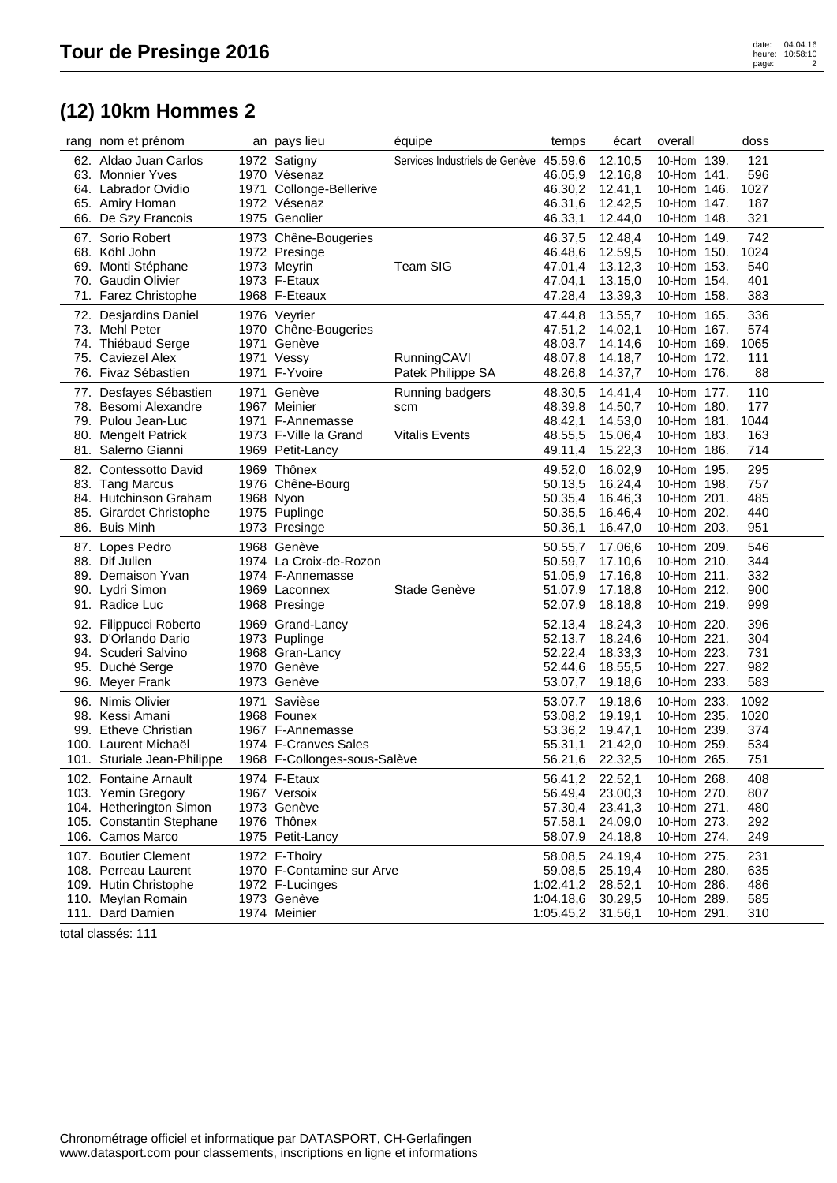## (12) 10km Hommes 2

| rang | nom et prénom | an | pays lieu | équipe | temps | écart | overall | doss |
|---|---|---|---|---|---|---|---|---|
| 62. | Aldao Juan Carlos | 1972 | Satigny | Services Industriels de Genève | 45.59,6 | 12.10,5 | 10-Hom 139. | 121 |
| 63. | Monnier Yves | 1970 | Vésenaz | | 46.05,9 | 12.16,8 | 10-Hom 141. | 596 |
| 64. | Labrador Ovidio | 1971 | Collonge-Bellerive | | 46.30,2 | 12.41,1 | 10-Hom 146. | 1027 |
| 65. | Amiry Homan | 1972 | Vésenaz | | 46.31,6 | 12.42,5 | 10-Hom 147. | 187 |
| 66. | De Szy Francois | 1975 | Genolier | | 46.33,1 | 12.44,0 | 10-Hom 148. | 321 |
| 67. | Sorio Robert | 1973 | Chêne-Bougeries | | 46.37,5 | 12.48,4 | 10-Hom 149. | 742 |
| 68. | Köhl John | 1972 | Presinge | | 46.48,6 | 12.59,5 | 10-Hom 150. | 1024 |
| 69. | Monti Stéphane | 1973 | Meyrin | Team SIG | 47.01,4 | 13.12,3 | 10-Hom 153. | 540 |
| 70. | Gaudin Olivier | 1973 | F-Etaux | | 47.04,1 | 13.15,0 | 10-Hom 154. | 401 |
| 71. | Farez Christophe | 1968 | F-Eteaux | | 47.28,4 | 13.39,3 | 10-Hom 158. | 383 |
| 72. | Desjardins Daniel | 1976 | Veyrier | | 47.44,8 | 13.55,7 | 10-Hom 165. | 336 |
| 73. | Mehl Peter | 1970 | Chêne-Bougeries | | 47.51,2 | 14.02,1 | 10-Hom 167. | 574 |
| 74. | Thiébaud Serge | 1971 | Genève | | 48.03,7 | 14.14,6 | 10-Hom 169. | 1065 |
| 75. | Caviezel Alex | 1971 | Vessy | RunningCAVI | 48.07,8 | 14.18,7 | 10-Hom 172. | 111 |
| 76. | Fivaz Sébastien | 1971 | F-Yvoire | Patek Philippe SA | 48.26,8 | 14.37,7 | 10-Hom 176. | 88 |
| 77. | Desfayes Sébastien | 1971 | Genève | Running badgers | 48.30,5 | 14.41,4 | 10-Hom 177. | 110 |
| 78. | Besomi Alexandre | 1967 | Meinier | scm | 48.39,8 | 14.50,7 | 10-Hom 180. | 177 |
| 79. | Pulou Jean-Luc | 1971 | F-Annemasse | | 48.42,1 | 14.53,0 | 10-Hom 181. | 1044 |
| 80. | Mengelt Patrick | 1973 | F-Ville la Grand | Vitalis Events | 48.55,5 | 15.06,4 | 10-Hom 183. | 163 |
| 81. | Salerno Gianni | 1969 | Petit-Lancy | | 49.11,4 | 15.22,3 | 10-Hom 186. | 714 |
| 82. | Contessotto David | 1969 | Thônex | | 49.52,0 | 16.02,9 | 10-Hom 195. | 295 |
| 83. | Tang Marcus | 1976 | Chêne-Bourg | | 50.13,5 | 16.24,4 | 10-Hom 198. | 757 |
| 84. | Hutchinson Graham | 1968 | Nyon | | 50.35,4 | 16.46,3 | 10-Hom 201. | 485 |
| 85. | Girardet Christophe | 1975 | Puplinge | | 50.35,5 | 16.46,4 | 10-Hom 202. | 440 |
| 86. | Buis Minh | 1973 | Presinge | | 50.36,1 | 16.47,0 | 10-Hom 203. | 951 |
| 87. | Lopes Pedro | 1968 | Genève | | 50.55,7 | 17.06,6 | 10-Hom 209. | 546 |
| 88. | Dif Julien | 1974 | La Croix-de-Rozon | | 50.59,7 | 17.10,6 | 10-Hom 210. | 344 |
| 89. | Demaison Yvan | 1974 | F-Annemasse | | 51.05,9 | 17.16,8 | 10-Hom 211. | 332 |
| 90. | Lydri Simon | 1969 | Laconnex | Stade Genève | 51.07,9 | 17.18,8 | 10-Hom 212. | 900 |
| 91. | Radice Luc | 1968 | Presinge | | 52.07,9 | 18.18,8 | 10-Hom 219. | 999 |
| 92. | Filippucci Roberto | 1969 | Grand-Lancy | | 52.13,4 | 18.24,3 | 10-Hom 220. | 396 |
| 93. | D'Orlando Dario | 1973 | Puplinge | | 52.13,7 | 18.24,6 | 10-Hom 221. | 304 |
| 94. | Scuderi Salvino | 1968 | Gran-Lancy | | 52.22,4 | 18.33,3 | 10-Hom 223. | 731 |
| 95. | Duché Serge | 1970 | Genève | | 52.44,6 | 18.55,5 | 10-Hom 227. | 982 |
| 96. | Meyer Frank | 1973 | Genève | | 53.07,7 | 19.18,6 | 10-Hom 233. | 583 |
| 96. | Nimis Olivier | 1971 | Savièse | | 53.07,7 | 19.18,6 | 10-Hom 233. | 1092 |
| 98. | Kessi Amani | 1968 | Founex | | 53.08,2 | 19.19,1 | 10-Hom 235. | 1020 |
| 99. | Etheve Christian | 1967 | F-Annemasse | | 53.36,2 | 19.47,1 | 10-Hom 239. | 374 |
| 100. | Laurent Michaël | 1974 | F-Cranves Sales | | 55.31,1 | 21.42,0 | 10-Hom 259. | 534 |
| 101. | Sturiale Jean-Philippe | 1968 | F-Collonges-sous-Salève | | 56.21,6 | 22.32,5 | 10-Hom 265. | 751 |
| 102. | Fontaine Arnault | 1974 | F-Etaux | | 56.41,2 | 22.52,1 | 10-Hom 268. | 408 |
| 103. | Yemin Gregory | 1967 | Versoix | | 56.49,4 | 23.00,3 | 10-Hom 270. | 807 |
| 104. | Hetherington Simon | 1973 | Genève | | 57.30,4 | 23.41,3 | 10-Hom 271. | 480 |
| 105. | Constantin Stephane | 1976 | Thônex | | 57.58,1 | 24.09,0 | 10-Hom 273. | 292 |
| 106. | Camos Marco | 1975 | Petit-Lancy | | 58.07,9 | 24.18,8 | 10-Hom 274. | 249 |
| 107. | Boutier Clement | 1972 | F-Thoiry | | 58.08,5 | 24.19,4 | 10-Hom 275. | 231 |
| 108. | Perreau Laurent | 1970 | F-Contamine sur Arve | | 59.08,5 | 25.19,4 | 10-Hom 280. | 635 |
| 109. | Hutin Christophe | 1972 | F-Lucinges | | 1:02.41,2 | 28.52,1 | 10-Hom 286. | 486 |
| 110. | Meylan Romain | 1973 | Genève | | 1:04.18,6 | 30.29,5 | 10-Hom 289. | 585 |
| 111. | Dard Damien | 1974 | Meinier | | 1:05.45,2 | 31.56,1 | 10-Hom 291. | 310 |

total classés: 111

Chronométrage officiel et informatique par DATASPORT, CH-Gerlafingen
www.datasport.com pour classements, inscriptions en ligne et informations